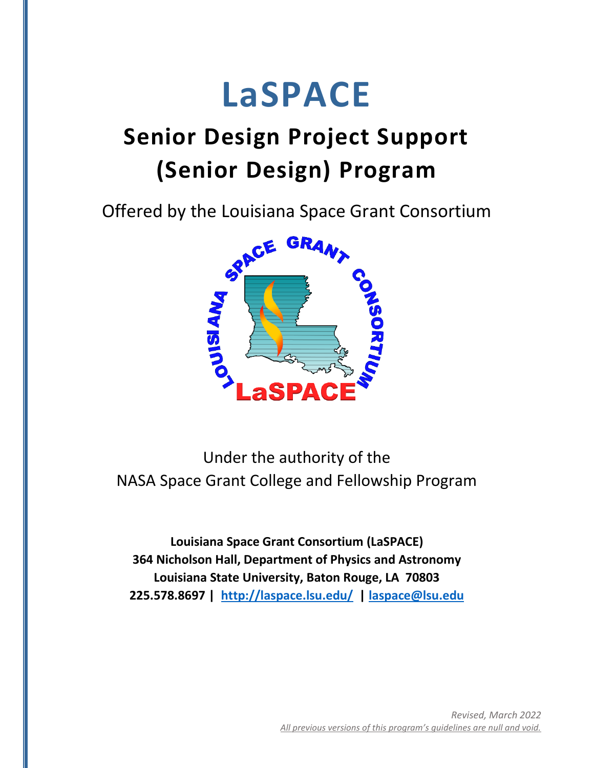# LaSPACE

## Senior Design Project Support (Senior Design) Program

Offered by the Louisiana Space Grant Consortium

Under the authority of the
NASA Space Grant College and Fellowship Program

**Louisiana Space Grant Consortium (LaSPACE)**
**364 Nicholson Hall, Department of Physics and Astronomy**
**Louisiana State University, Baton Rouge, LA 70803**
**225.578.8697 | http://laspace.lsu.edu/ | laspace@lsu.edu**

*Revised, March 2022*
*All previous versions of this program's guidelines are null and void.*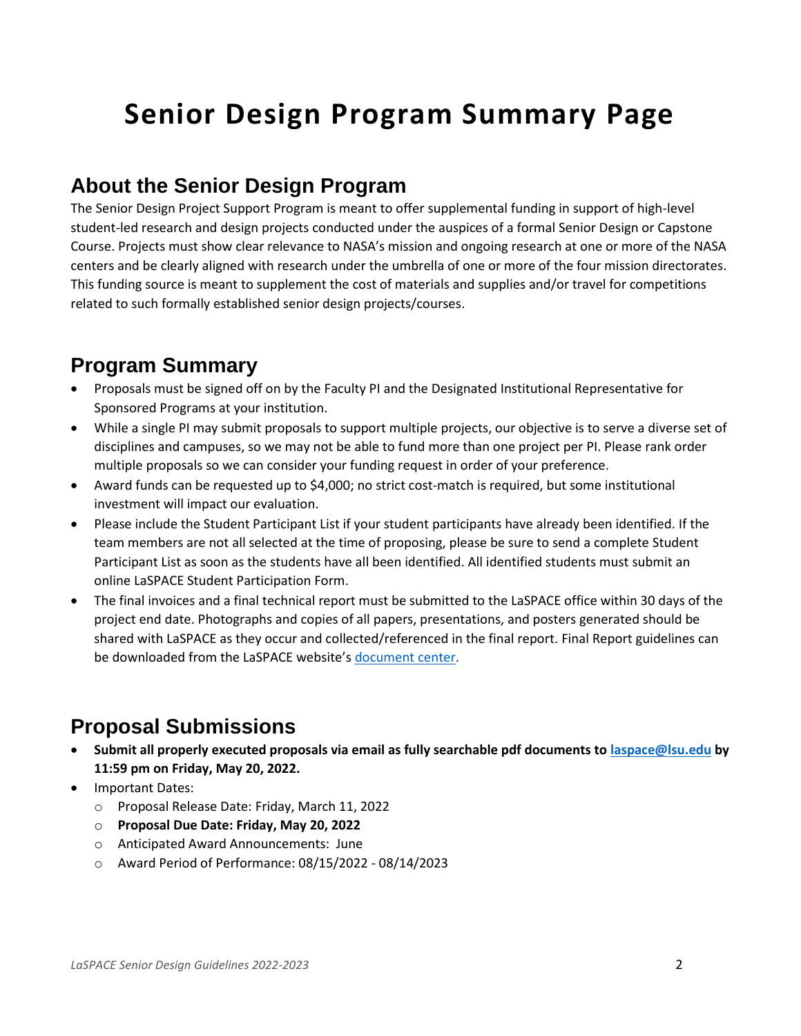# Senior Design Program Summary Page

## About the Senior Design Program

The Senior Design Project Support Program is meant to offer supplemental funding in support of high-level student-led research and design projects conducted under the auspices of a formal Senior Design or Capstone Course. Projects must show clear relevance to NASA's mission and ongoing research at one or more of the NASA centers and be clearly aligned with research under the umbrella of one or more of the four mission directorates. This funding source is meant to supplement the cost of materials and supplies and/or travel for competitions related to such formally established senior design projects/courses.

## Program Summary

- Proposals must be signed off on by the Faculty PI and the Designated Institutional Representative for Sponsored Programs at your institution.
- While a single PI may submit proposals to support multiple projects, our objective is to serve a diverse set of disciplines and campuses, so we may not be able to fund more than one project per PI. Please rank order multiple proposals so we can consider your funding request in order of your preference.
- Award funds can be requested up to $4,000; no strict cost-match is required, but some institutional investment will impact our evaluation.
- Please include the Student Participant List if your student participants have already been identified. If the team members are not all selected at the time of proposing, please be sure to send a complete Student Participant List as soon as the students have all been identified. All identified students must submit an online LaSPACE Student Participation Form.
- The final invoices and a final technical report must be submitted to the LaSPACE office within 30 days of the project end date. Photographs and copies of all papers, presentations, and posters generated should be shared with LaSPACE as they occur and collected/referenced in the final report. Final Report guidelines can be downloaded from the LaSPACE website's document center.

## Proposal Submissions

- **Submit all properly executed proposals via email as fully searchable pdf documents to laspace@lsu.edu by 11:59 pm on Friday, May 20, 2022.**
- Important Dates:
  - Proposal Release Date: Friday, March 11, 2022
  - **Proposal Due Date: Friday, May 20, 2022**
  - Anticipated Award Announcements: June
  - Award Period of Performance: 08/15/2022 - 08/14/2023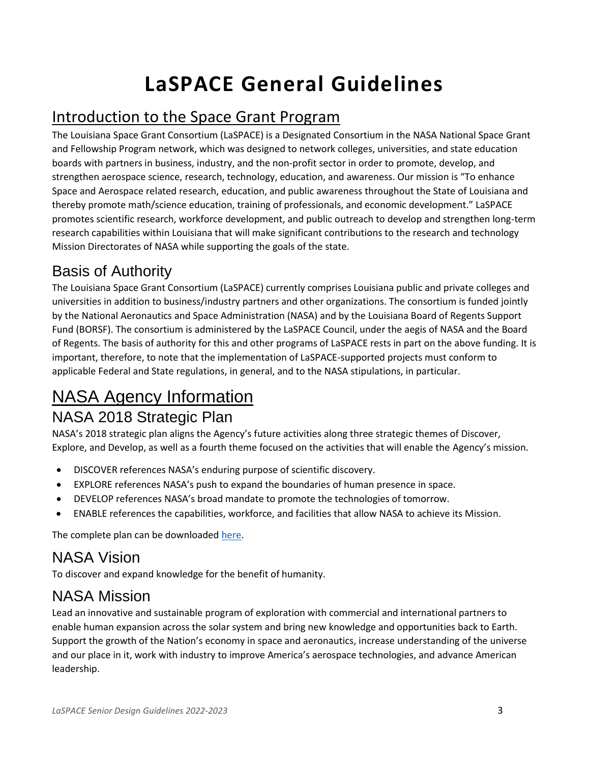# LaSPACE General Guidelines

## Introduction to the Space Grant Program

The Louisiana Space Grant Consortium (LaSPACE) is a Designated Consortium in the NASA National Space Grant and Fellowship Program network, which was designed to network colleges, universities, and state education boards with partners in business, industry, and the non-profit sector in order to promote, develop, and strengthen aerospace science, research, technology, education, and awareness. Our mission is "To enhance Space and Aerospace related research, education, and public awareness throughout the State of Louisiana and thereby promote math/science education, training of professionals, and economic development." LaSPACE promotes scientific research, workforce development, and public outreach to develop and strengthen long-term research capabilities within Louisiana that will make significant contributions to the research and technology Mission Directorates of NASA while supporting the goals of the state.

## Basis of Authority

The Louisiana Space Grant Consortium (LaSPACE) currently comprises Louisiana public and private colleges and universities in addition to business/industry partners and other organizations. The consortium is funded jointly by the National Aeronautics and Space Administration (NASA) and by the Louisiana Board of Regents Support Fund (BORSF). The consortium is administered by the LaSPACE Council, under the aegis of NASA and the Board of Regents. The basis of authority for this and other programs of LaSPACE rests in part on the above funding. It is important, therefore, to note that the implementation of LaSPACE-supported projects must conform to applicable Federal and State regulations, in general, and to the NASA stipulations, in particular.

# NASA Agency Information

## NASA 2018 Strategic Plan

NASA's 2018 strategic plan aligns the Agency's future activities along three strategic themes of Discover, Explore, and Develop, as well as a fourth theme focused on the activities that will enable the Agency's mission.

- DISCOVER references NASA's enduring purpose of scientific discovery.
- EXPLORE references NASA's push to expand the boundaries of human presence in space.
- DEVELOP references NASA's broad mandate to promote the technologies of tomorrow.
- ENABLE references the capabilities, workforce, and facilities that allow NASA to achieve its Mission.

The complete plan can be downloaded here.

## NASA Vision

To discover and expand knowledge for the benefit of humanity.

## NASA Mission

Lead an innovative and sustainable program of exploration with commercial and international partners to enable human expansion across the solar system and bring new knowledge and opportunities back to Earth. Support the growth of the Nation's economy in space and aeronautics, increase understanding of the universe and our place in it, work with industry to improve America's aerospace technologies, and advance American leadership.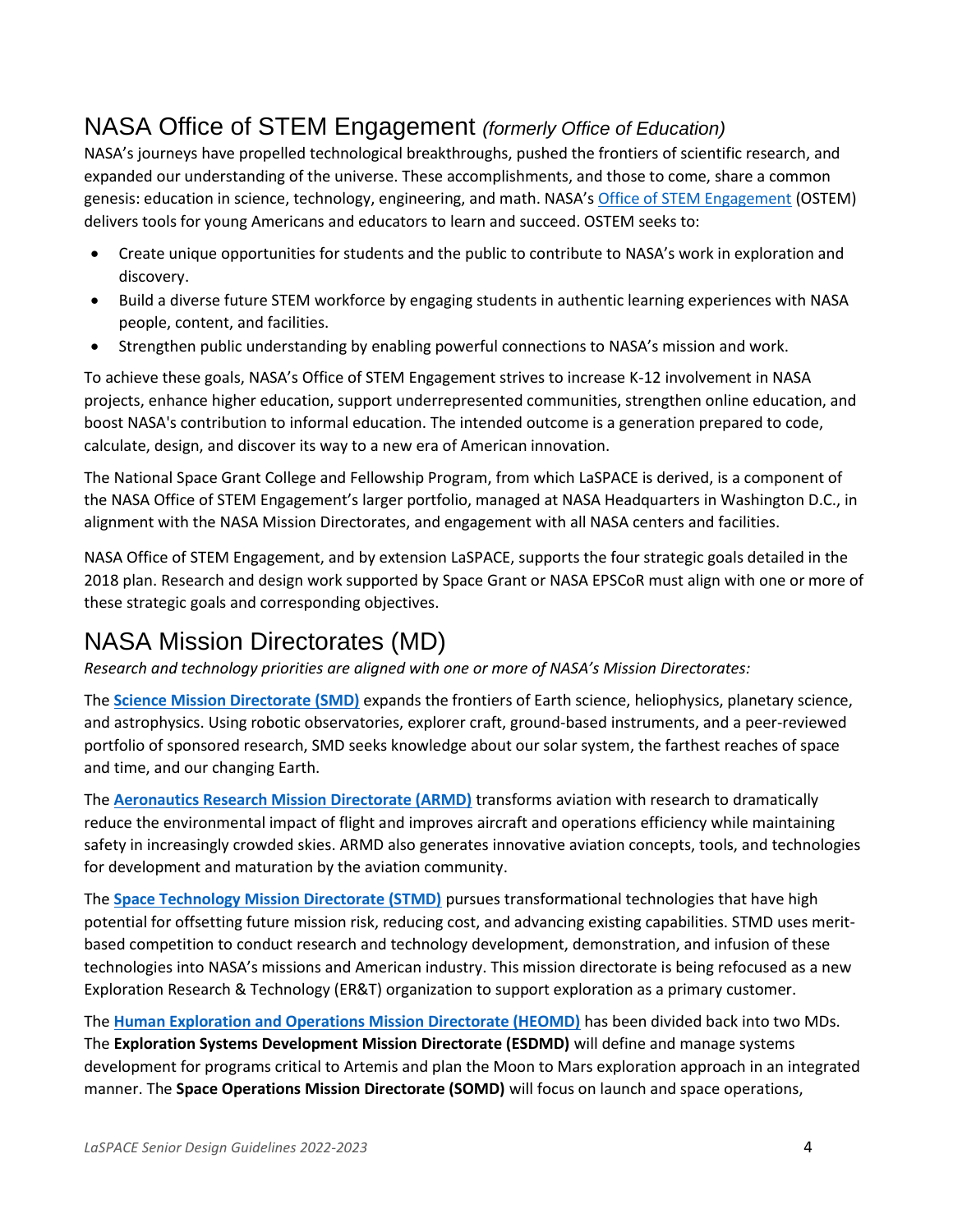## NASA Office of STEM Engagement *(formerly Office of Education)*

NASA's journeys have propelled technological breakthroughs, pushed the frontiers of scientific research, and expanded our understanding of the universe. These accomplishments, and those to come, share a common genesis: education in science, technology, engineering, and math. NASA's Office of STEM Engagement (OSTEM) delivers tools for young Americans and educators to learn and succeed. OSTEM seeks to:

- Create unique opportunities for students and the public to contribute to NASA's work in exploration and discovery.
- Build a diverse future STEM workforce by engaging students in authentic learning experiences with NASA people, content, and facilities.
- Strengthen public understanding by enabling powerful connections to NASA's mission and work.

To achieve these goals, NASA's Office of STEM Engagement strives to increase K-12 involvement in NASA projects, enhance higher education, support underrepresented communities, strengthen online education, and boost NASA's contribution to informal education. The intended outcome is a generation prepared to code, calculate, design, and discover its way to a new era of American innovation.

The National Space Grant College and Fellowship Program, from which LaSPACE is derived, is a component of the NASA Office of STEM Engagement's larger portfolio, managed at NASA Headquarters in Washington D.C., in alignment with the NASA Mission Directorates, and engagement with all NASA centers and facilities.

NASA Office of STEM Engagement, and by extension LaSPACE, supports the four strategic goals detailed in the 2018 plan. Research and design work supported by Space Grant or NASA EPSCoR must align with one or more of these strategic goals and corresponding objectives.

## NASA Mission Directorates (MD)

*Research and technology priorities are aligned with one or more of NASA's Mission Directorates:*

The **Science Mission Directorate (SMD)** expands the frontiers of Earth science, heliophysics, planetary science, and astrophysics. Using robotic observatories, explorer craft, ground-based instruments, and a peer-reviewed portfolio of sponsored research, SMD seeks knowledge about our solar system, the farthest reaches of space and time, and our changing Earth.

The **Aeronautics Research Mission Directorate (ARMD)** transforms aviation with research to dramatically reduce the environmental impact of flight and improves aircraft and operations efficiency while maintaining safety in increasingly crowded skies. ARMD also generates innovative aviation concepts, tools, and technologies for development and maturation by the aviation community.

The **Space Technology Mission Directorate (STMD)** pursues transformational technologies that have high potential for offsetting future mission risk, reducing cost, and advancing existing capabilities. STMD uses merit-based competition to conduct research and technology development, demonstration, and infusion of these technologies into NASA's missions and American industry. This mission directorate is being refocused as a new Exploration Research & Technology (ER&T) organization to support exploration as a primary customer.

The **Human Exploration and Operations Mission Directorate (HEOMD)** has been divided back into two MDs. The **Exploration Systems Development Mission Directorate (ESDMD)** will define and manage systems development for programs critical to Artemis and plan the Moon to Mars exploration approach in an integrated manner. The **Space Operations Mission Directorate (SOMD)** will focus on launch and space operations,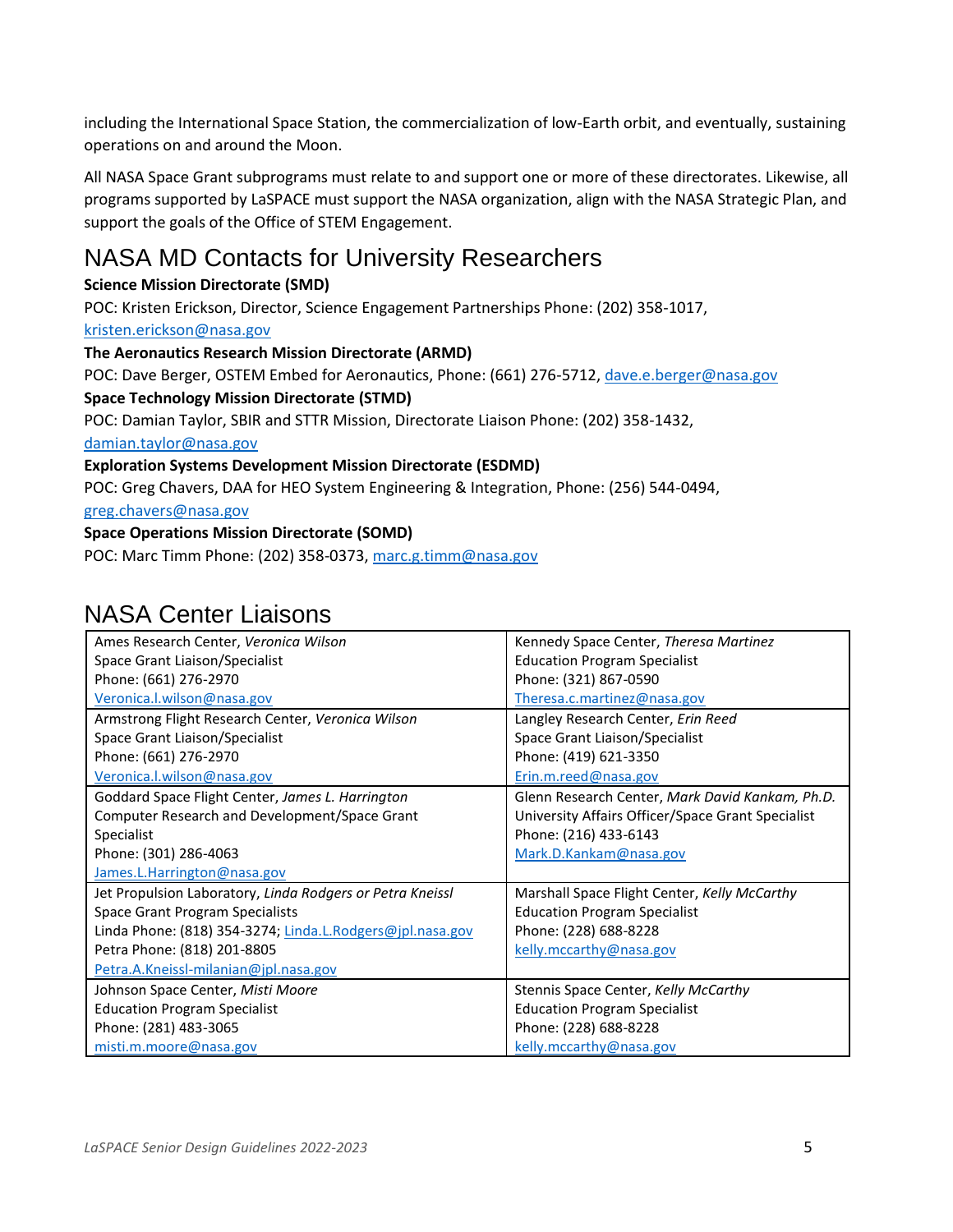including the International Space Station, the commercialization of low-Earth orbit, and eventually, sustaining operations on and around the Moon.

All NASA Space Grant subprograms must relate to and support one or more of these directorates. Likewise, all programs supported by LaSPACE must support the NASA organization, align with the NASA Strategic Plan, and support the goals of the Office of STEM Engagement.

## NASA MD Contacts for University Researchers

**Science Mission Directorate (SMD)**
POC: Kristen Erickson, Director, Science Engagement Partnerships Phone: (202) 358-1017, kristen.erickson@nasa.gov

**The Aeronautics Research Mission Directorate (ARMD)**
POC: Dave Berger, OSTEM Embed for Aeronautics, Phone: (661) 276-5712, dave.e.berger@nasa.gov

**Space Technology Mission Directorate (STMD)**
POC: Damian Taylor, SBIR and STTR Mission, Directorate Liaison Phone: (202) 358-1432, damian.taylor@nasa.gov

**Exploration Systems Development Mission Directorate (ESDMD)**
POC: Greg Chavers, DAA for HEO System Engineering & Integration, Phone: (256) 544-0494, greg.chavers@nasa.gov

**Space Operations Mission Directorate (SOMD)**
POC: Marc Timm Phone: (202) 358-0373, marc.g.timm@nasa.gov

## NASA Center Liaisons

| | |
|---|---|
| Ames Research Center, *Veronica Wilson*<br>Space Grant Liaison/Specialist<br>Phone: (661) 276-2970<br>Veronica.l.wilson@nasa.gov | Kennedy Space Center, *Theresa Martinez*<br>Education Program Specialist<br>Phone: (321) 867-0590<br>Theresa.c.martinez@nasa.gov |
| Armstrong Flight Research Center, *Veronica Wilson*<br>Space Grant Liaison/Specialist<br>Phone: (661) 276-2970<br>Veronica.l.wilson@nasa.gov | Langley Research Center, *Erin Reed*<br>Space Grant Liaison/Specialist<br>Phone: (419) 621-3350<br>Erin.m.reed@nasa.gov |
| Goddard Space Flight Center, *James L. Harrington*<br>Computer Research and Development/Space Grant Specialist<br>Phone: (301) 286-4063<br>James.L.Harrington@nasa.gov | Glenn Research Center, *Mark David Kankam, Ph.D.*<br>University Affairs Officer/Space Grant Specialist<br>Phone: (216) 433-6143<br>Mark.D.Kankam@nasa.gov |
| Jet Propulsion Laboratory, *Linda Rodgers or Petra Kneissl*<br>Space Grant Program Specialists<br>Linda Phone: (818) 354-3274; Linda.L.Rodgers@jpl.nasa.gov<br>Petra Phone: (818) 201-8805<br>Petra.A.Kneissl-milanian@jpl.nasa.gov | Marshall Space Flight Center, *Kelly McCarthy*<br>Education Program Specialist<br>Phone: (228) 688-8228<br>kelly.mccarthy@nasa.gov |
| Johnson Space Center, *Misti Moore*<br>Education Program Specialist<br>Phone: (281) 483-3065<br>misti.m.moore@nasa.gov | Stennis Space Center, *Kelly McCarthy*<br>Education Program Specialist<br>Phone: (228) 688-8228<br>kelly.mccarthy@nasa.gov |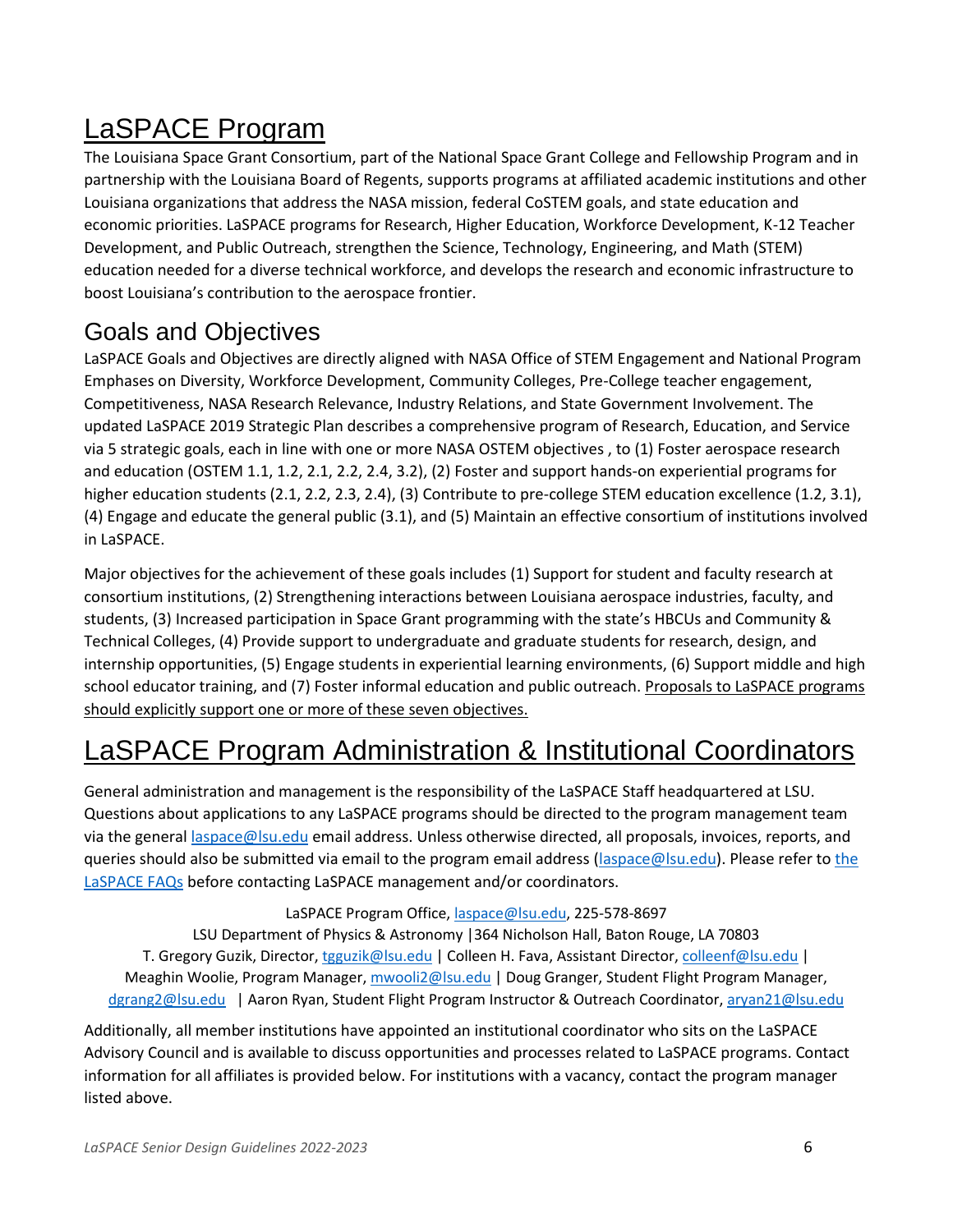# LaSPACE Program

The Louisiana Space Grant Consortium, part of the National Space Grant College and Fellowship Program and in partnership with the Louisiana Board of Regents, supports programs at affiliated academic institutions and other Louisiana organizations that address the NASA mission, federal CoSTEM goals, and state education and economic priorities. LaSPACE programs for Research, Higher Education, Workforce Development, K-12 Teacher Development, and Public Outreach, strengthen the Science, Technology, Engineering, and Math (STEM) education needed for a diverse technical workforce, and develops the research and economic infrastructure to boost Louisiana's contribution to the aerospace frontier.

## Goals and Objectives

LaSPACE Goals and Objectives are directly aligned with NASA Office of STEM Engagement and National Program Emphases on Diversity, Workforce Development, Community Colleges, Pre-College teacher engagement, Competitiveness, NASA Research Relevance, Industry Relations, and State Government Involvement. The updated LaSPACE 2019 Strategic Plan describes a comprehensive program of Research, Education, and Service via 5 strategic goals, each in line with one or more NASA OSTEM objectives , to (1) Foster aerospace research and education (OSTEM 1.1, 1.2, 2.1, 2.2, 2.4, 3.2), (2) Foster and support hands-on experiential programs for higher education students (2.1, 2.2, 2.3, 2.4), (3) Contribute to pre-college STEM education excellence (1.2, 3.1), (4) Engage and educate the general public (3.1), and (5) Maintain an effective consortium of institutions involved in LaSPACE.

Major objectives for the achievement of these goals includes (1) Support for student and faculty research at consortium institutions, (2) Strengthening interactions between Louisiana aerospace industries, faculty, and students, (3) Increased participation in Space Grant programming with the state's HBCUs and Community & Technical Colleges, (4) Provide support to undergraduate and graduate students for research, design, and internship opportunities, (5) Engage students in experiential learning environments, (6) Support middle and high school educator training, and (7) Foster informal education and public outreach. Proposals to LaSPACE programs should explicitly support one or more of these seven objectives.

# LaSPACE Program Administration & Institutional Coordinators

General administration and management is the responsibility of the LaSPACE Staff headquartered at LSU. Questions about applications to any LaSPACE programs should be directed to the program management team via the general laspace@lsu.edu email address. Unless otherwise directed, all proposals, invoices, reports, and queries should also be submitted via email to the program email address (laspace@lsu.edu). Please refer to the LaSPACE FAQs before contacting LaSPACE management and/or coordinators.

LaSPACE Program Office, laspace@lsu.edu, 225-578-8697
LSU Department of Physics & Astronomy |364 Nicholson Hall, Baton Rouge, LA 70803
T. Gregory Guzik, Director, tgguzik@lsu.edu | Colleen H. Fava, Assistant Director, colleenf@lsu.edu | Meaghin Woolie, Program Manager, mwooli2@lsu.edu | Doug Granger, Student Flight Program Manager, dgrang2@lsu.edu | Aaron Ryan, Student Flight Program Instructor & Outreach Coordinator, aryan21@lsu.edu

Additionally, all member institutions have appointed an institutional coordinator who sits on the LaSPACE Advisory Council and is available to discuss opportunities and processes related to LaSPACE programs. Contact information for all affiliates is provided below. For institutions with a vacancy, contact the program manager listed above.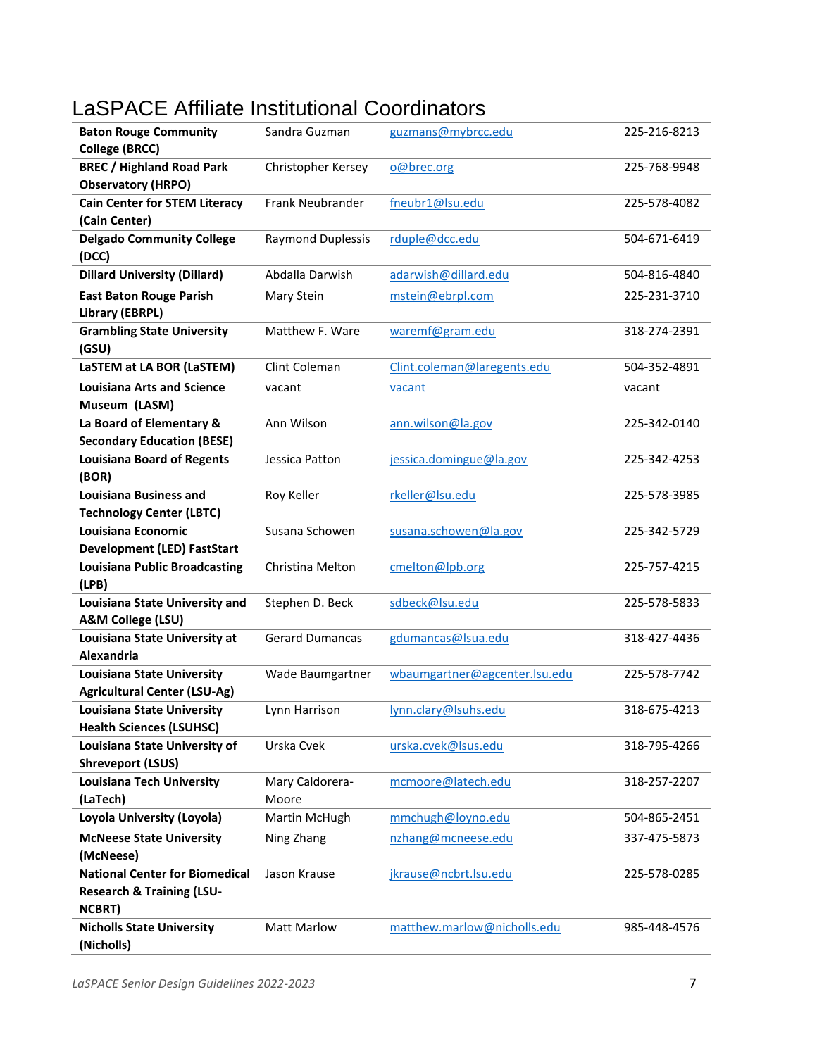# LaSPACE Affiliate Institutional Coordinators

| Institution | Coordinator | Email | Phone |
|---|---|---|---|
| **Baton Rouge Community College (BRCC)** | Sandra Guzman | guzmans@mybrcc.edu | 225-216-8213 |
| **BREC / Highland Road Park Observatory (HRPO)** | Christopher Kersey | o@brec.org | 225-768-9948 |
| **Cain Center for STEM Literacy (Cain Center)** | Frank Neubrander | fneubr1@lsu.edu | 225-578-4082 |
| **Delgado Community College (DCC)** | Raymond Duplessis | rduple@dcc.edu | 504-671-6419 |
| **Dillard University (Dillard)** | Abdalla Darwish | adarwish@dillard.edu | 504-816-4840 |
| **East Baton Rouge Parish Library (EBRPL)** | Mary Stein | mstein@ebrpl.com | 225-231-3710 |
| **Grambling State University (GSU)** | Matthew F. Ware | waremf@gram.edu | 318-274-2391 |
| **LaSTEM at LA BOR (LaSTEM)** | Clint Coleman | Clint.coleman@laregents.edu | 504-352-4891 |
| **Louisiana Arts and Science Museum (LASM)** | vacant | vacant | vacant |
| **La Board of Elementary & Secondary Education (BESE)** | Ann Wilson | ann.wilson@la.gov | 225-342-0140 |
| **Louisiana Board of Regents (BOR)** | Jessica Patton | jessica.domingue@la.gov | 225-342-4253 |
| **Louisiana Business and Technology Center (LBTC)** | Roy Keller | rkeller@lsu.edu | 225-578-3985 |
| **Louisiana Economic Development (LED) FastStart** | Susana Schowen | susana.schowen@la.gov | 225-342-5729 |
| **Louisiana Public Broadcasting (LPB)** | Christina Melton | cmelton@lpb.org | 225-757-4215 |
| **Louisiana State University and A&M College (LSU)** | Stephen D. Beck | sdbeck@lsu.edu | 225-578-5833 |
| **Louisiana State University at Alexandria** | Gerard Dumancas | gdumancas@lsua.edu | 318-427-4436 |
| **Louisiana State University Agricultural Center (LSU-Ag)** | Wade Baumgartner | wbaumgartner@agcenter.lsu.edu | 225-578-7742 |
| **Louisiana State University Health Sciences (LSUHSC)** | Lynn Harrison | lynn.clary@lsuhs.edu | 318-675-4213 |
| **Louisiana State University of Shreveport (LSUS)** | Urska Cvek | urska.cvek@lsus.edu | 318-795-4266 |
| **Louisiana Tech University (LaTech)** | Mary Caldorera-Moore | mcmoore@latech.edu | 318-257-2207 |
| **Loyola University (Loyola)** | Martin McHugh | mmchugh@loyno.edu | 504-865-2451 |
| **McNeese State University (McNeese)** | Ning Zhang | nzhang@mcneese.edu | 337-475-5873 |
| **National Center for Biomedical Research & Training (LSU-NCBRT)** | Jason Krause | jkrause@ncbrt.lsu.edu | 225-578-0285 |
| **Nicholls State University (Nicholls)** | Matt Marlow | matthew.marlow@nicholls.edu | 985-448-4576 |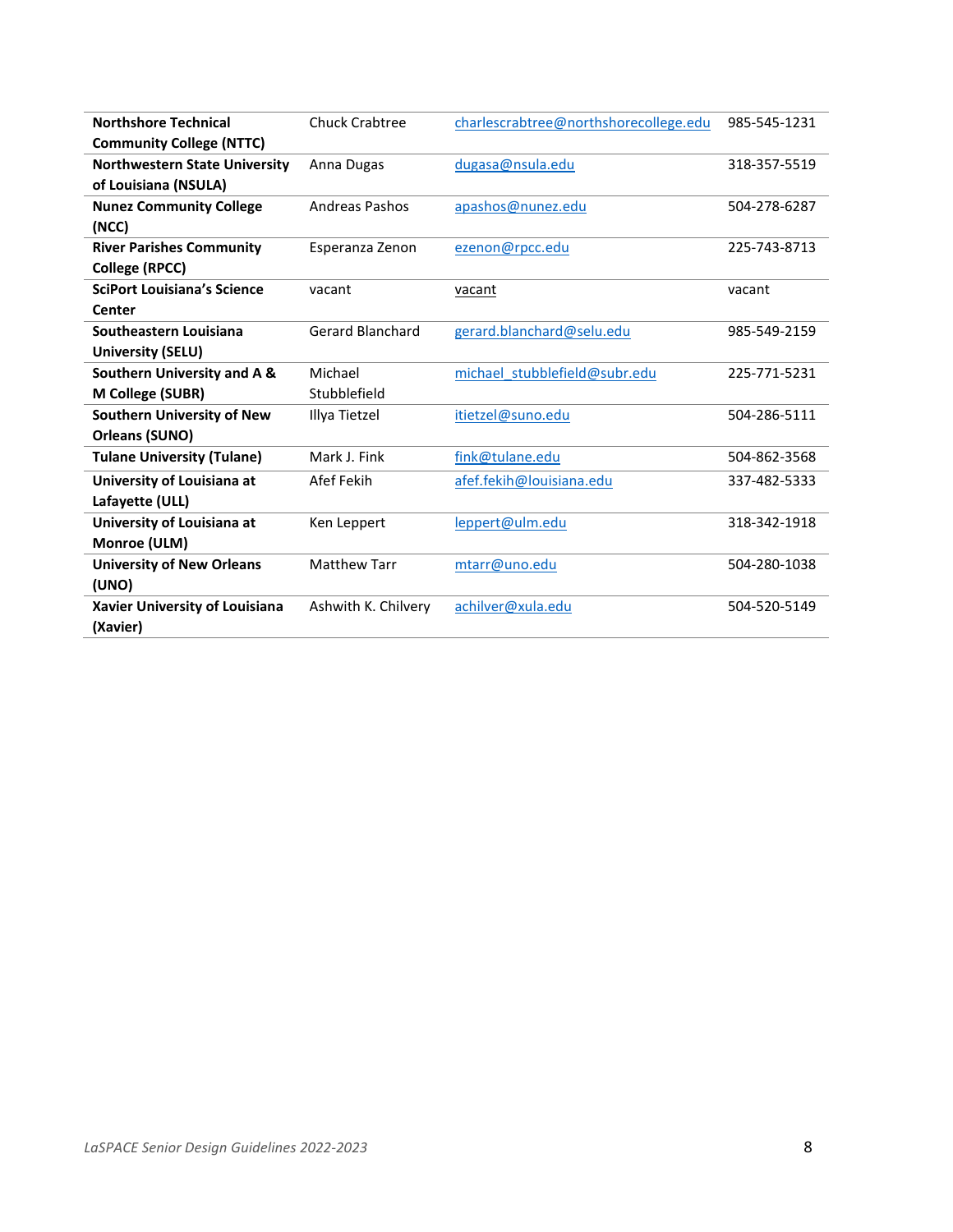| **Northshore Technical Community College (NTTC)** | Chuck Crabtree | charlescrabtree@northshorecollege.edu | 985-545-1231 |
|---|---|---|---|
| **Northwestern State University of Louisiana (NSULA)** | Anna Dugas | dugasa@nsula.edu | 318-357-5519 |
| **Nunez Community College (NCC)** | Andreas Pashos | apashos@nunez.edu | 504-278-6287 |
| **River Parishes Community College (RPCC)** | Esperanza Zenon | ezenon@rpcc.edu | 225-743-8713 |
| **SciPort Louisiana's Science Center** | vacant | vacant | vacant |
| **Southeastern Louisiana University (SELU)** | Gerard Blanchard | gerard.blanchard@selu.edu | 985-549-2159 |
| **Southern University and A & M College (SUBR)** | Michael Stubblefield | michael_stubblefield@subr.edu | 225-771-5231 |
| **Southern University of New Orleans (SUNO)** | Illya Tietzel | itietzel@suno.edu | 504-286-5111 |
| **Tulane University (Tulane)** | Mark J. Fink | fink@tulane.edu | 504-862-3568 |
| **University of Louisiana at Lafayette (ULL)** | Afef Fekih | afef.fekih@louisiana.edu | 337-482-5333 |
| **University of Louisiana at Monroe (ULM)** | Ken Leppert | leppert@ulm.edu | 318-342-1918 |
| **University of New Orleans (UNO)** | Matthew Tarr | mtarr@uno.edu | 504-280-1038 |
| **Xavier University of Louisiana (Xavier)** | Ashwith K. Chilvery | achilver@xula.edu | 504-520-5149 |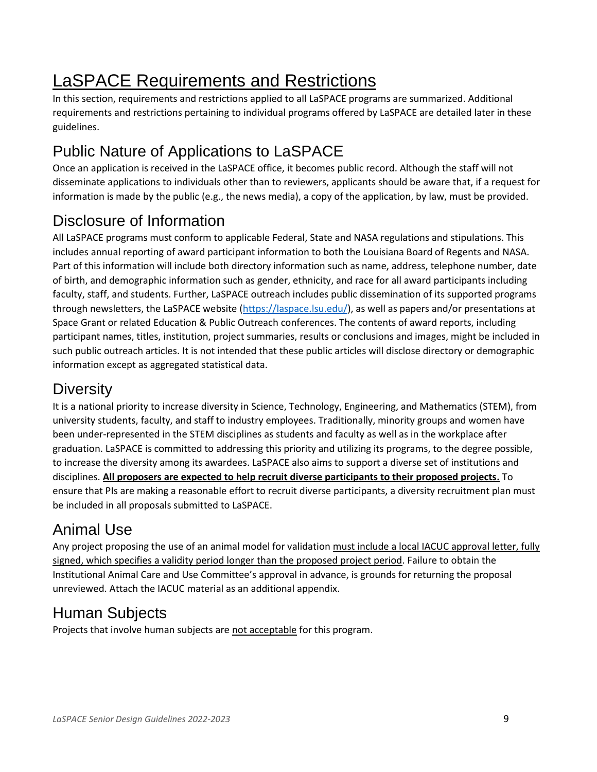# LaSPACE Requirements and Restrictions

In this section, requirements and restrictions applied to all LaSPACE programs are summarized. Additional requirements and restrictions pertaining to individual programs offered by LaSPACE are detailed later in these guidelines.

## Public Nature of Applications to LaSPACE

Once an application is received in the LaSPACE office, it becomes public record. Although the staff will not disseminate applications to individuals other than to reviewers, applicants should be aware that, if a request for information is made by the public (e.g., the news media), a copy of the application, by law, must be provided.

## Disclosure of Information

All LaSPACE programs must conform to applicable Federal, State and NASA regulations and stipulations. This includes annual reporting of award participant information to both the Louisiana Board of Regents and NASA. Part of this information will include both directory information such as name, address, telephone number, date of birth, and demographic information such as gender, ethnicity, and race for all award participants including faculty, staff, and students. Further, LaSPACE outreach includes public dissemination of its supported programs through newsletters, the LaSPACE website (https://laspace.lsu.edu/), as well as papers and/or presentations at Space Grant or related Education & Public Outreach conferences. The contents of award reports, including participant names, titles, institution, project summaries, results or conclusions and images, might be included in such public outreach articles. It is not intended that these public articles will disclose directory or demographic information except as aggregated statistical data.

## Diversity

It is a national priority to increase diversity in Science, Technology, Engineering, and Mathematics (STEM), from university students, faculty, and staff to industry employees. Traditionally, minority groups and women have been under-represented in the STEM disciplines as students and faculty as well as in the workplace after graduation. LaSPACE is committed to addressing this priority and utilizing its programs, to the degree possible, to increase the diversity among its awardees. LaSPACE also aims to support a diverse set of institutions and disciplines. **All proposers are expected to help recruit diverse participants to their proposed projects.** To ensure that PIs are making a reasonable effort to recruit diverse participants, a diversity recruitment plan must be included in all proposals submitted to LaSPACE.

## Animal Use

Any project proposing the use of an animal model for validation must include a local IACUC approval letter, fully signed, which specifies a validity period longer than the proposed project period. Failure to obtain the Institutional Animal Care and Use Committee's approval in advance, is grounds for returning the proposal unreviewed. Attach the IACUC material as an additional appendix.

## Human Subjects

Projects that involve human subjects are not acceptable for this program.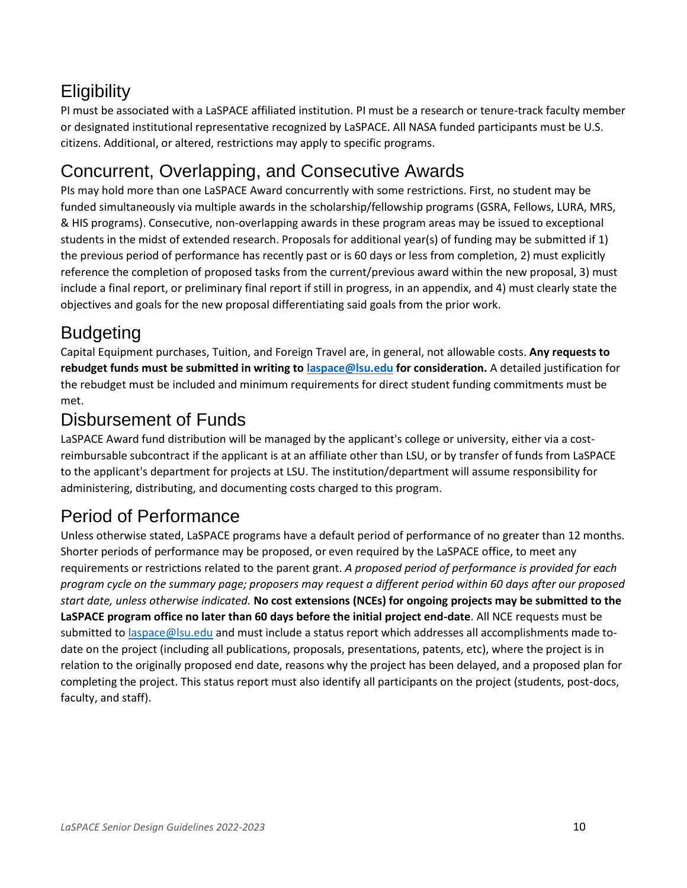## Eligibility

PI must be associated with a LaSPACE affiliated institution. PI must be a research or tenure-track faculty member or designated institutional representative recognized by LaSPACE. All NASA funded participants must be U.S. citizens. Additional, or altered, restrictions may apply to specific programs.

## Concurrent, Overlapping, and Consecutive Awards

PIs may hold more than one LaSPACE Award concurrently with some restrictions. First, no student may be funded simultaneously via multiple awards in the scholarship/fellowship programs (GSRA, Fellows, LURA, MRS, & HIS programs). Consecutive, non-overlapping awards in these program areas may be issued to exceptional students in the midst of extended research. Proposals for additional year(s) of funding may be submitted if 1) the previous period of performance has recently past or is 60 days or less from completion, 2) must explicitly reference the completion of proposed tasks from the current/previous award within the new proposal, 3) must include a final report, or preliminary final report if still in progress, in an appendix, and 4) must clearly state the objectives and goals for the new proposal differentiating said goals from the prior work.

## Budgeting

Capital Equipment purchases, Tuition, and Foreign Travel are, in general, not allowable costs. **Any requests to rebudget funds must be submitted in writing to laspace@lsu.edu for consideration.** A detailed justification for the rebudget must be included and minimum requirements for direct student funding commitments must be met.

## Disbursement of Funds

LaSPACE Award fund distribution will be managed by the applicant's college or university, either via a cost-reimbursable subcontract if the applicant is at an affiliate other than LSU, or by transfer of funds from LaSPACE to the applicant's department for projects at LSU. The institution/department will assume responsibility for administering, distributing, and documenting costs charged to this program.

## Period of Performance

Unless otherwise stated, LaSPACE programs have a default period of performance of no greater than 12 months. Shorter periods of performance may be proposed, or even required by the LaSPACE office, to meet any requirements or restrictions related to the parent grant. *A proposed period of performance is provided for each program cycle on the summary page; proposers may request a different period within 60 days after our proposed start date, unless otherwise indicated.* **No cost extensions (NCEs) for ongoing projects may be submitted to the LaSPACE program office no later than 60 days before the initial project end-date**. All NCE requests must be submitted to laspace@lsu.edu and must include a status report which addresses all accomplishments made to-date on the project (including all publications, proposals, presentations, patents, etc), where the project is in relation to the originally proposed end date, reasons why the project has been delayed, and a proposed plan for completing the project. This status report must also identify all participants on the project (students, post-docs, faculty, and staff).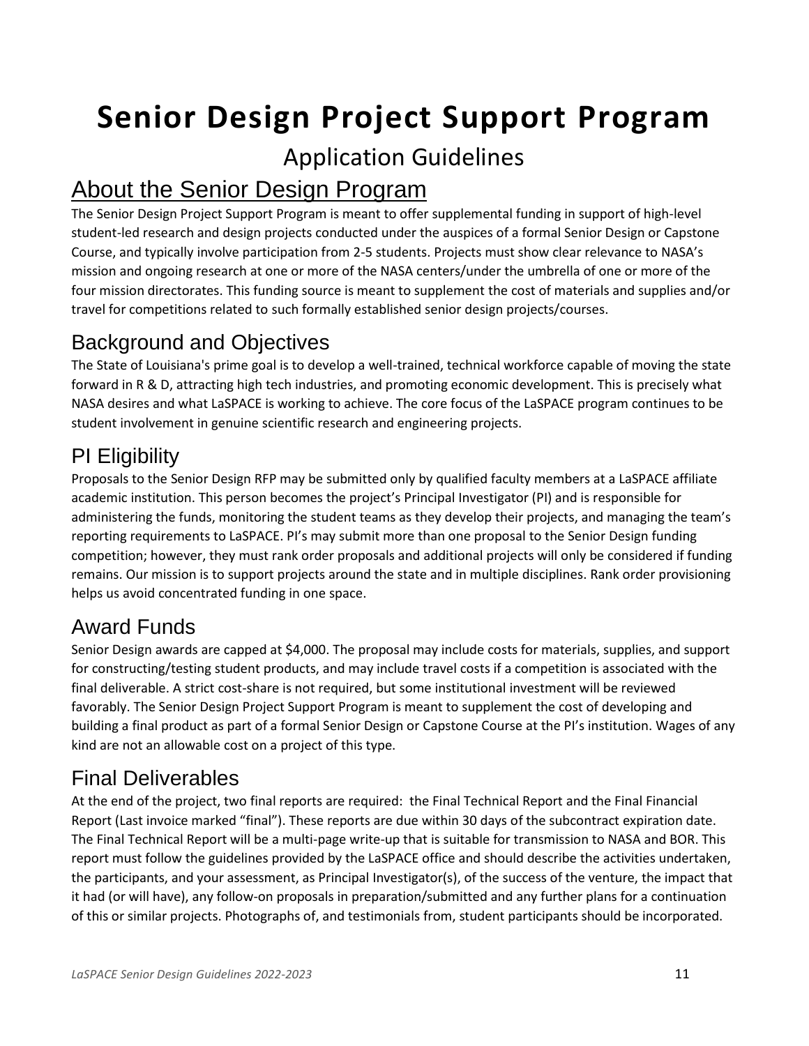# Senior Design Project Support Program

Application Guidelines

## About the Senior Design Program

The Senior Design Project Support Program is meant to offer supplemental funding in support of high-level student-led research and design projects conducted under the auspices of a formal Senior Design or Capstone Course, and typically involve participation from 2-5 students. Projects must show clear relevance to NASA's mission and ongoing research at one or more of the NASA centers/under the umbrella of one or more of the four mission directorates. This funding source is meant to supplement the cost of materials and supplies and/or travel for competitions related to such formally established senior design projects/courses.

## Background and Objectives

The State of Louisiana's prime goal is to develop a well-trained, technical workforce capable of moving the state forward in R & D, attracting high tech industries, and promoting economic development. This is precisely what NASA desires and what LaSPACE is working to achieve. The core focus of the LaSPACE program continues to be student involvement in genuine scientific research and engineering projects.

## PI Eligibility

Proposals to the Senior Design RFP may be submitted only by qualified faculty members at a LaSPACE affiliate academic institution. This person becomes the project's Principal Investigator (PI) and is responsible for administering the funds, monitoring the student teams as they develop their projects, and managing the team's reporting requirements to LaSPACE. PI's may submit more than one proposal to the Senior Design funding competition; however, they must rank order proposals and additional projects will only be considered if funding remains. Our mission is to support projects around the state and in multiple disciplines. Rank order provisioning helps us avoid concentrated funding in one space.

## Award Funds

Senior Design awards are capped at $4,000. The proposal may include costs for materials, supplies, and support for constructing/testing student products, and may include travel costs if a competition is associated with the final deliverable. A strict cost-share is not required, but some institutional investment will be reviewed favorably. The Senior Design Project Support Program is meant to supplement the cost of developing and building a final product as part of a formal Senior Design or Capstone Course at the PI's institution. Wages of any kind are not an allowable cost on a project of this type.

## Final Deliverables

At the end of the project, two final reports are required: the Final Technical Report and the Final Financial Report (Last invoice marked "final"). These reports are due within 30 days of the subcontract expiration date. The Final Technical Report will be a multi-page write-up that is suitable for transmission to NASA and BOR. This report must follow the guidelines provided by the LaSPACE office and should describe the activities undertaken, the participants, and your assessment, as Principal Investigator(s), of the success of the venture, the impact that it had (or will have), any follow-on proposals in preparation/submitted and any further plans for a continuation of this or similar projects. Photographs of, and testimonials from, student participants should be incorporated.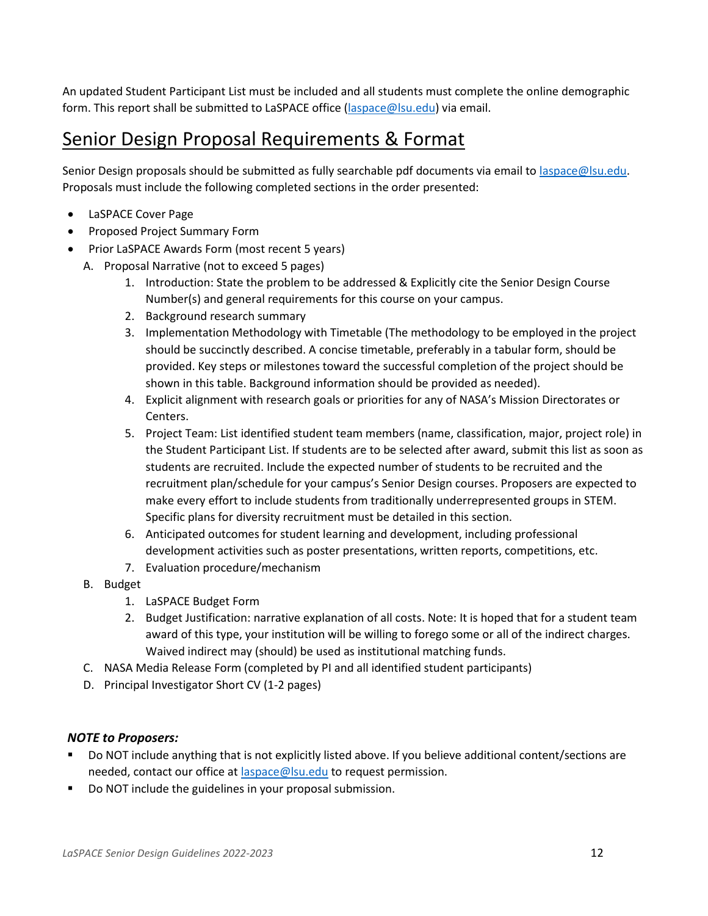An updated Student Participant List must be included and all students must complete the online demographic form. This report shall be submitted to LaSPACE office (laspace@lsu.edu) via email.

## Senior Design Proposal Requirements & Format

Senior Design proposals should be submitted as fully searchable pdf documents via email to laspace@lsu.edu. Proposals must include the following completed sections in the order presented:

- LaSPACE Cover Page
- Proposed Project Summary Form
- Prior LaSPACE Awards Form (most recent 5 years)

A. Proposal Narrative (not to exceed 5 pages)
   1. Introduction: State the problem to be addressed & Explicitly cite the Senior Design Course Number(s) and general requirements for this course on your campus.
   2. Background research summary
   3. Implementation Methodology with Timetable (The methodology to be employed in the project should be succinctly described. A concise timetable, preferably in a tabular form, should be provided. Key steps or milestones toward the successful completion of the project should be shown in this table. Background information should be provided as needed).
   4. Explicit alignment with research goals or priorities for any of NASA's Mission Directorates or Centers.
   5. Project Team: List identified student team members (name, classification, major, project role) in the Student Participant List. If students are to be selected after award, submit this list as soon as students are recruited. Include the expected number of students to be recruited and the recruitment plan/schedule for your campus's Senior Design courses. Proposers are expected to make every effort to include students from traditionally underrepresented groups in STEM. Specific plans for diversity recruitment must be detailed in this section.
   6. Anticipated outcomes for student learning and development, including professional development activities such as poster presentations, written reports, competitions, etc.
   7. Evaluation procedure/mechanism

B. Budget
   1. LaSPACE Budget Form
   2. Budget Justification: narrative explanation of all costs. Note: It is hoped that for a student team award of this type, your institution will be willing to forego some or all of the indirect charges. Waived indirect may (should) be used as institutional matching funds.

C. NASA Media Release Form (completed by PI and all identified student participants)

D. Principal Investigator Short CV (1-2 pages)

***NOTE to Proposers:***

- Do NOT include anything that is not explicitly listed above. If you believe additional content/sections are needed, contact our office at laspace@lsu.edu to request permission.
- Do NOT include the guidelines in your proposal submission.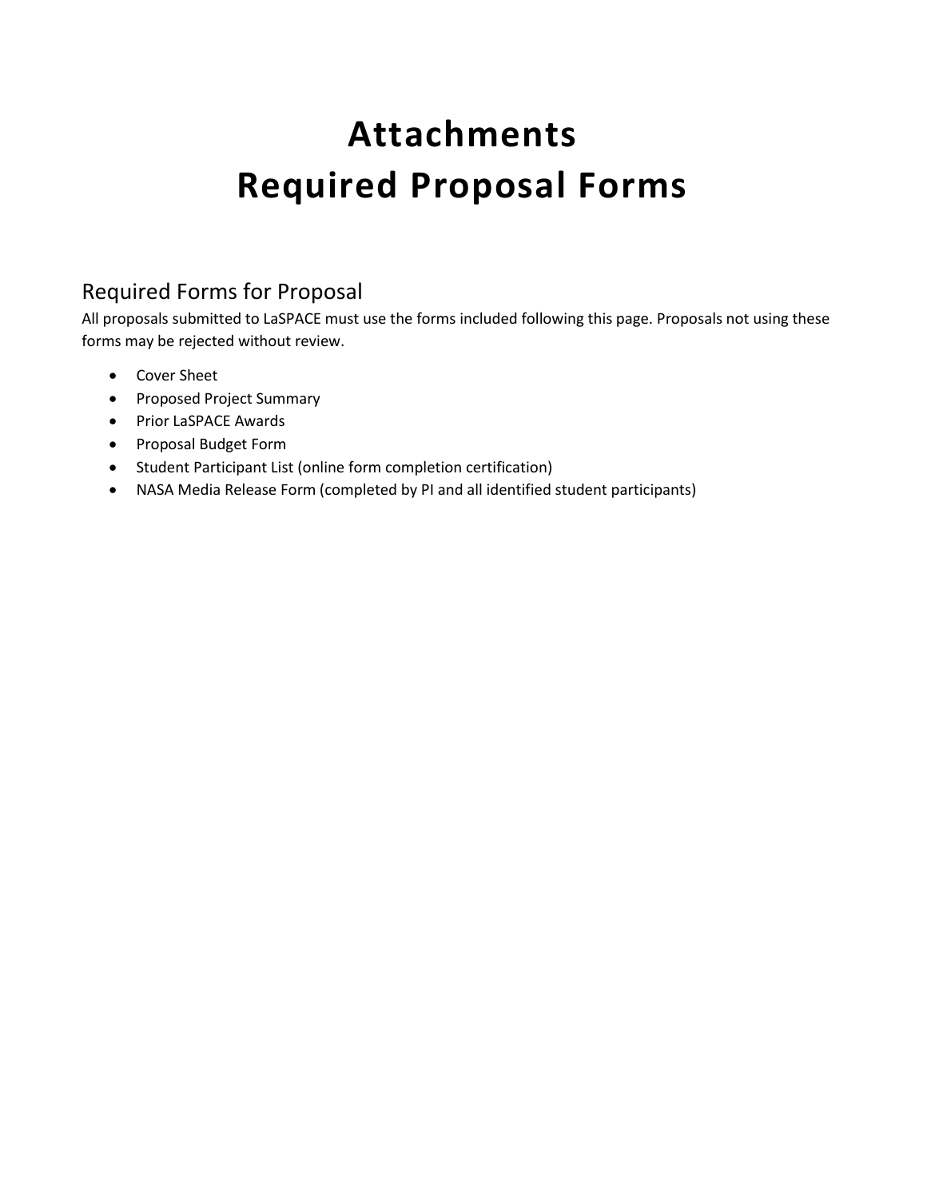# Attachments
# Required Proposal Forms

## Required Forms for Proposal

All proposals submitted to LaSPACE must use the forms included following this page. Proposals not using these forms may be rejected without review.

- Cover Sheet
- Proposed Project Summary
- Prior LaSPACE Awards
- Proposal Budget Form
- Student Participant List (online form completion certification)
- NASA Media Release Form (completed by PI and all identified student participants)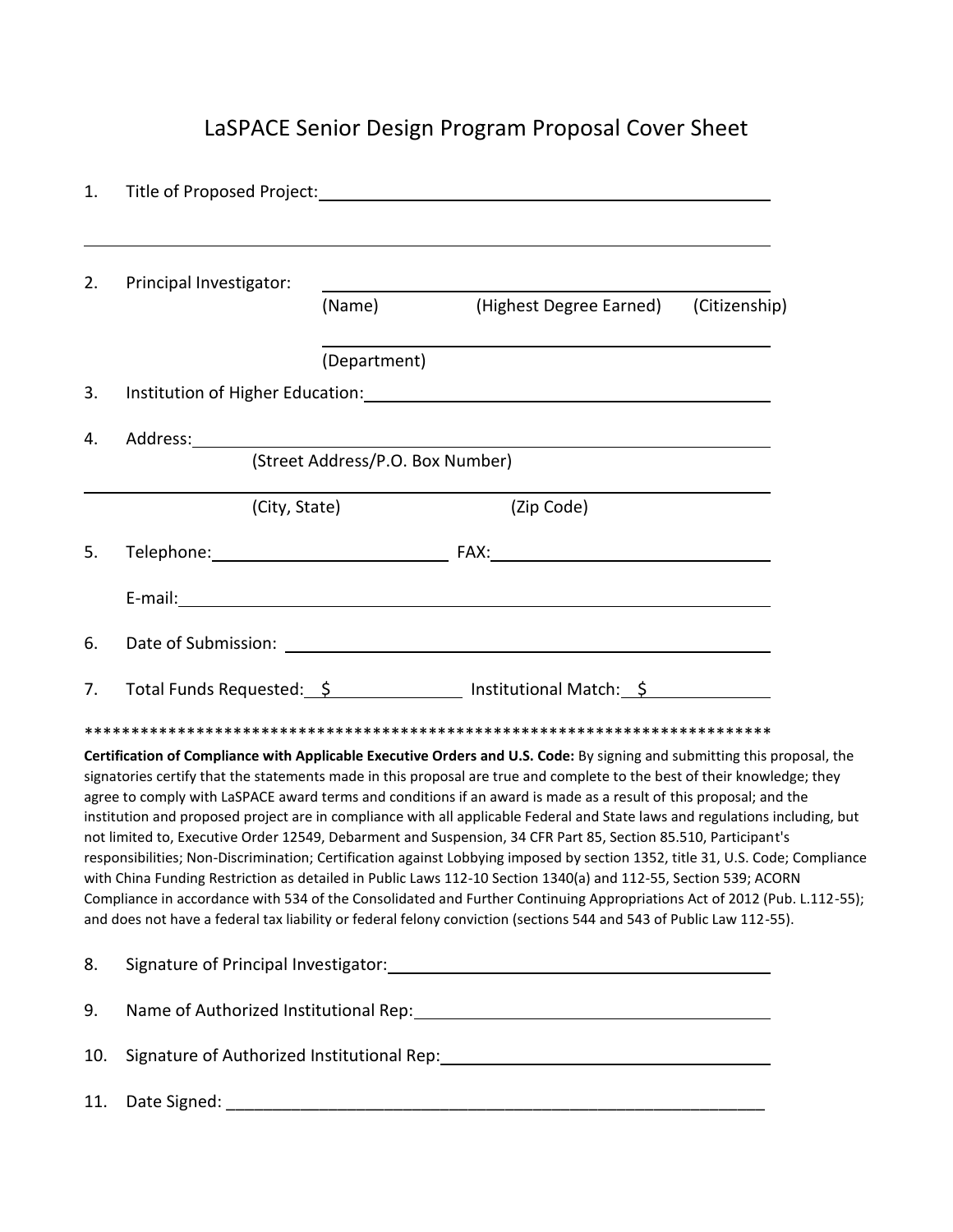# LaSPACE Senior Design Program Proposal Cover Sheet

1. Title of Proposed Project: ____________________________________________

______________________________________________________________________

2. Principal Investigator: ____________________________________________
   (Name) (Highest Degree Earned) (Citizenship)

   ____________________________________________
   (Department)

3. Institution of Higher Education: ____________________________________________

4. Address: ____________________________________________
   (Street Address/P.O. Box Number)

   ____________________________________________
   (City, State) (Zip Code)

5. Telephone: ____________________ FAX: ____________________

   E-mail: ____________________________________________

6. Date of Submission: ____________________________________________

7. Total Funds Requested: $ ____________ Institutional Match: $ ____________

****************************************************************************

**Certification of Compliance with Applicable Executive Orders and U.S. Code:** By signing and submitting this proposal, the signatories certify that the statements made in this proposal are true and complete to the best of their knowledge; they agree to comply with LaSPACE award terms and conditions if an award is made as a result of this proposal; and the institution and proposed project are in compliance with all applicable Federal and State laws and regulations including, but not limited to, Executive Order 12549, Debarment and Suspension, 34 CFR Part 85, Section 85.510, Participant's responsibilities; Non-Discrimination; Certification against Lobbying imposed by section 1352, title 31, U.S. Code; Compliance with China Funding Restriction as detailed in Public Laws 112-10 Section 1340(a) and 112-55, Section 539; ACORN Compliance in accordance with 534 of the Consolidated and Further Continuing Appropriations Act of 2012 (Pub. L.112-55); and does not have a federal tax liability or federal felony conviction (sections 544 and 543 of Public Law 112-55).

8. Signature of Principal Investigator: ____________________________________________

9. Name of Authorized Institutional Rep: ____________________________________________

10. Signature of Authorized Institutional Rep: ____________________________________________

11. Date Signed: ____________________________________________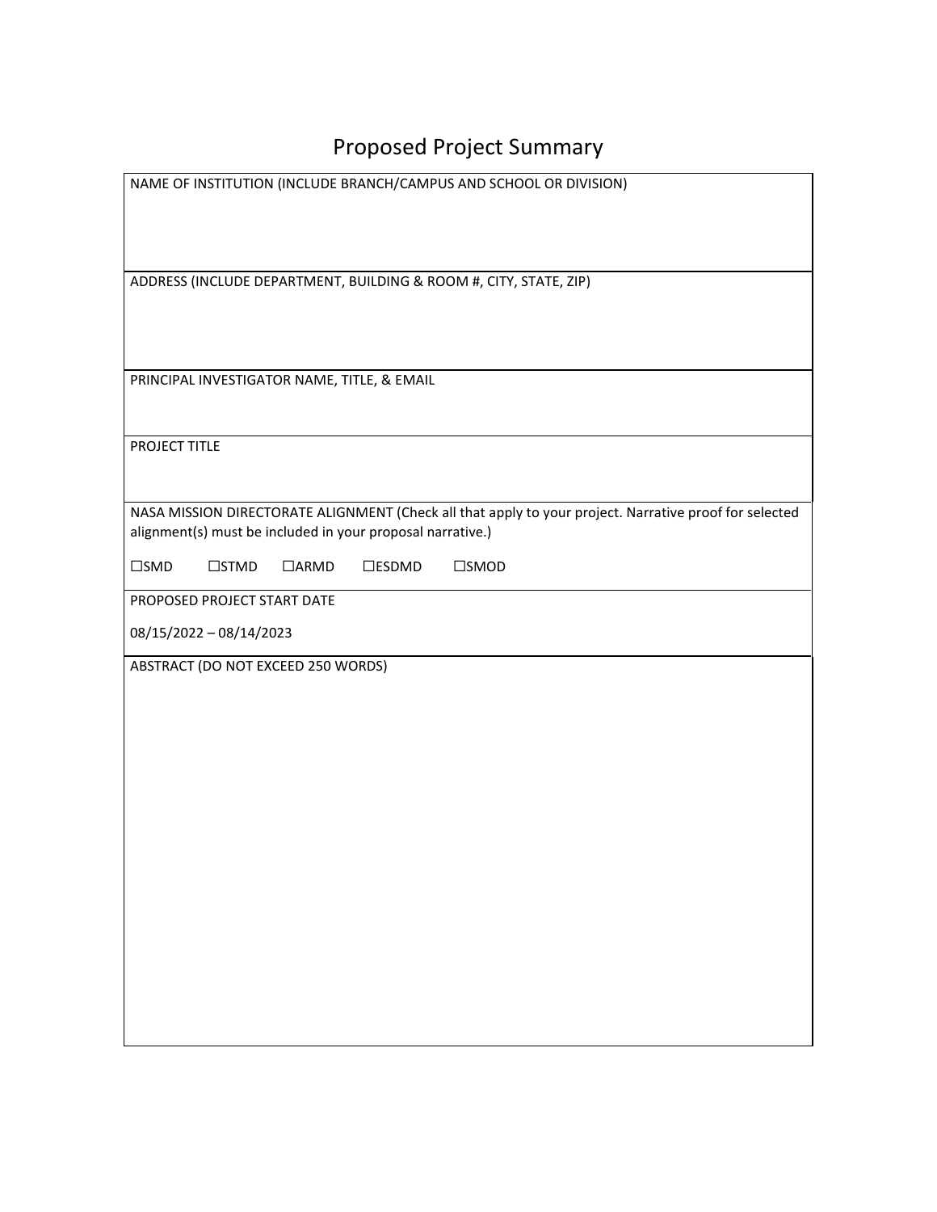# Proposed Project Summary

| NAME OF INSTITUTION (INCLUDE BRANCH/CAMPUS AND SCHOOL OR DIVISION) |
|---|
| |
| ADDRESS (INCLUDE DEPARTMENT, BUILDING & ROOM #, CITY, STATE, ZIP) |
| |
| PRINCIPAL INVESTIGATOR NAME, TITLE, & EMAIL |
| |
| PROJECT TITLE |
| |
| NASA MISSION DIRECTORATE ALIGNMENT (Check all that apply to your project. Narrative proof for selected alignment(s) must be included in your proposal narrative.) |
| ☐SMD ☐STMD ☐ARMD ☐ESDMD ☐SMOD |
| PROPOSED PROJECT START DATE |
| 08/15/2022 – 08/14/2023 |
| ABSTRACT (DO NOT EXCEED 250 WORDS) |
| |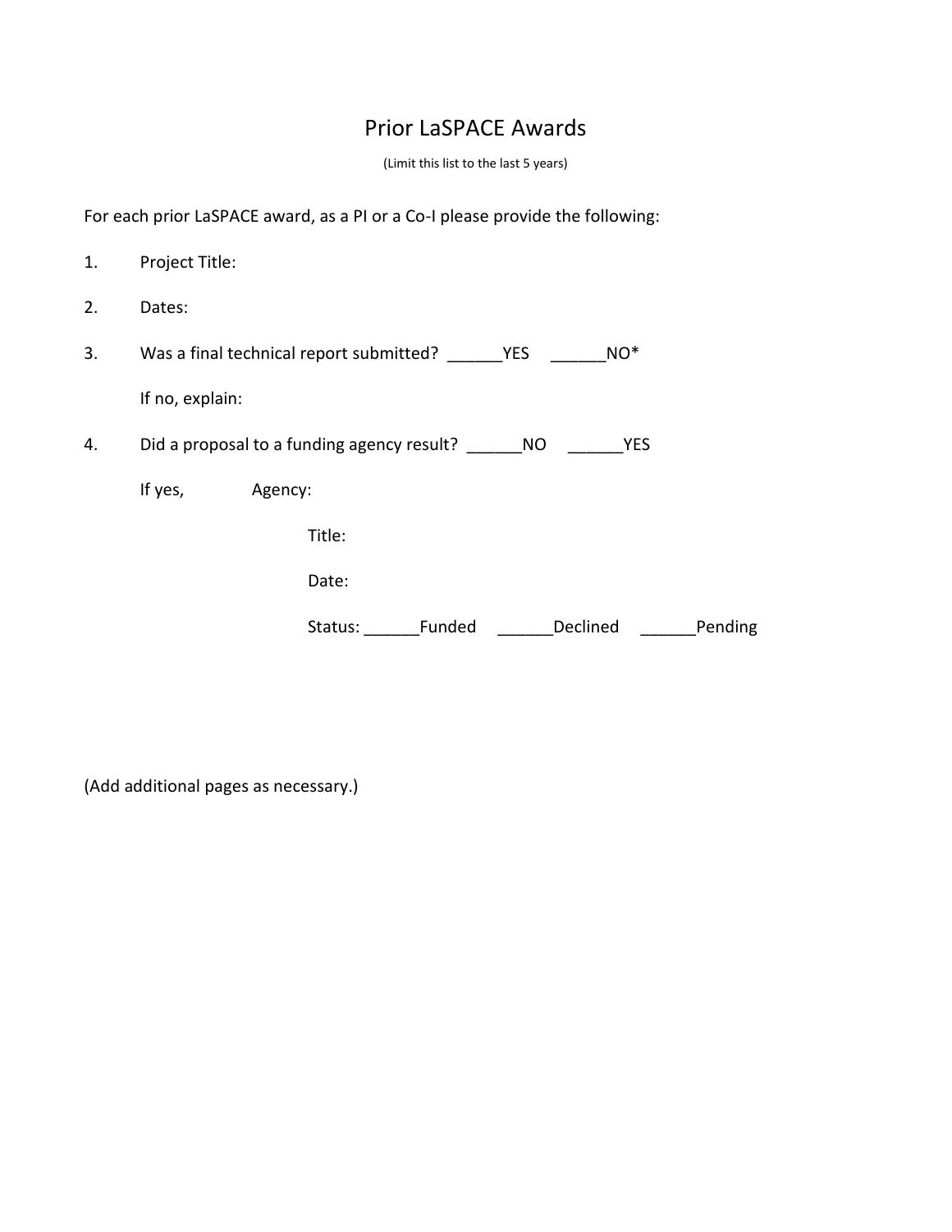# Prior LaSPACE Awards

(Limit this list to the last 5 years)

For each prior LaSPACE award, as a PI or a Co-I please provide the following:

1. Project Title:

2. Dates:

3. Was a final technical report submitted? ______YES ______NO*

   If no, explain:

4. Did a proposal to a funding agency result? ______NO ______YES

   If yes, Agency:

   Title:

   Date:

   Status: ______Funded ______Declined ______Pending

(Add additional pages as necessary.)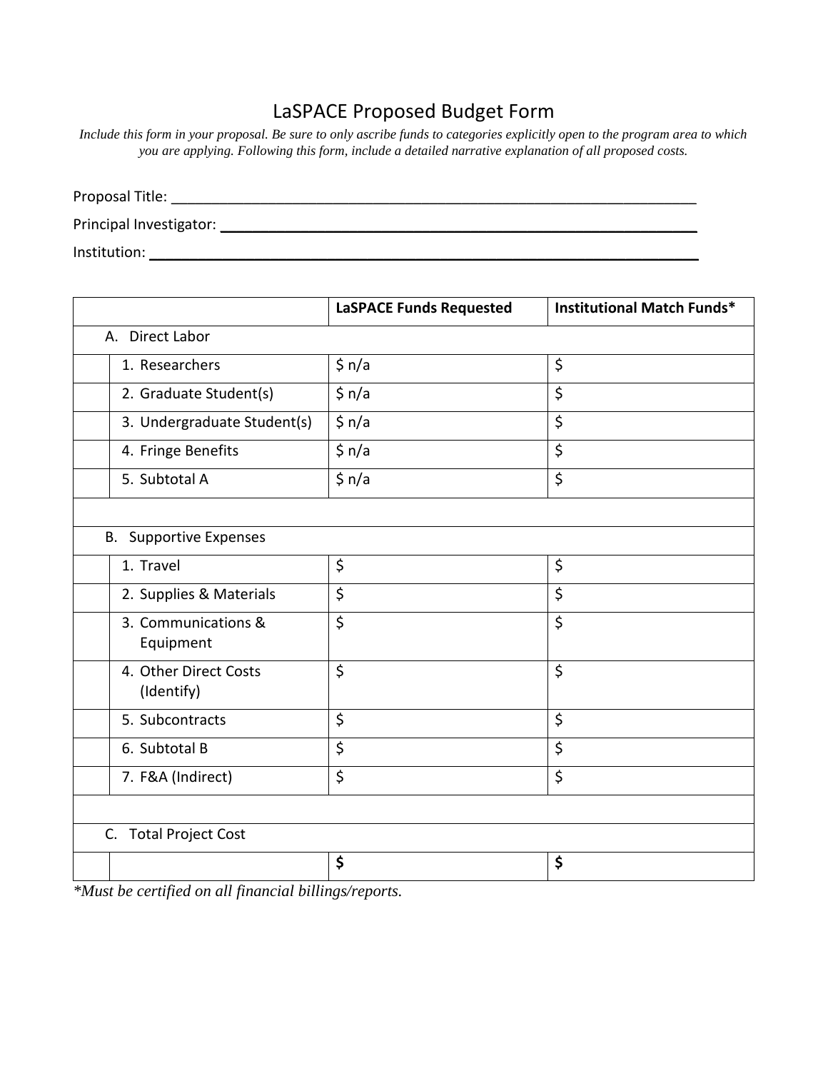# LaSPACE Proposed Budget Form

*Include this form in your proposal. Be sure to only ascribe funds to categories explicitly open to the program area to which you are applying. Following this form, include a detailed narrative explanation of all proposed costs.*

Proposal Title: ____________________________________________________________________

Principal Investigator: ____________________________________________________________

Institution: _______________________________________________________________________

| | | LaSPACE Funds Requested | Institutional Match Funds* |
|---|---|---|---|
| A. Direct Labor | | | |
| | 1. Researchers | $ n/a | $ |
| | 2. Graduate Student(s) | $ n/a | $ |
| | 3. Undergraduate Student(s) | $ n/a | $ |
| | 4. Fringe Benefits | $ n/a | $ |
| | 5. Subtotal A | $ n/a | $ |
| | | | |
| B. Supportive Expenses | | | |
| | 1. Travel | $ | $ |
| | 2. Supplies & Materials | $ | $ |
| | 3. Communications & Equipment | $ | $ |
| | 4. Other Direct Costs (Identify) | $ | $ |
| | 5. Subcontracts | $ | $ |
| | 6. Subtotal B | $ | $ |
| | 7. F&A (Indirect) | $ | $ |
| | | | |
| C. Total Project Cost | | | |
| | | **$** | **$** |

*\*Must be certified on all financial billings/reports.*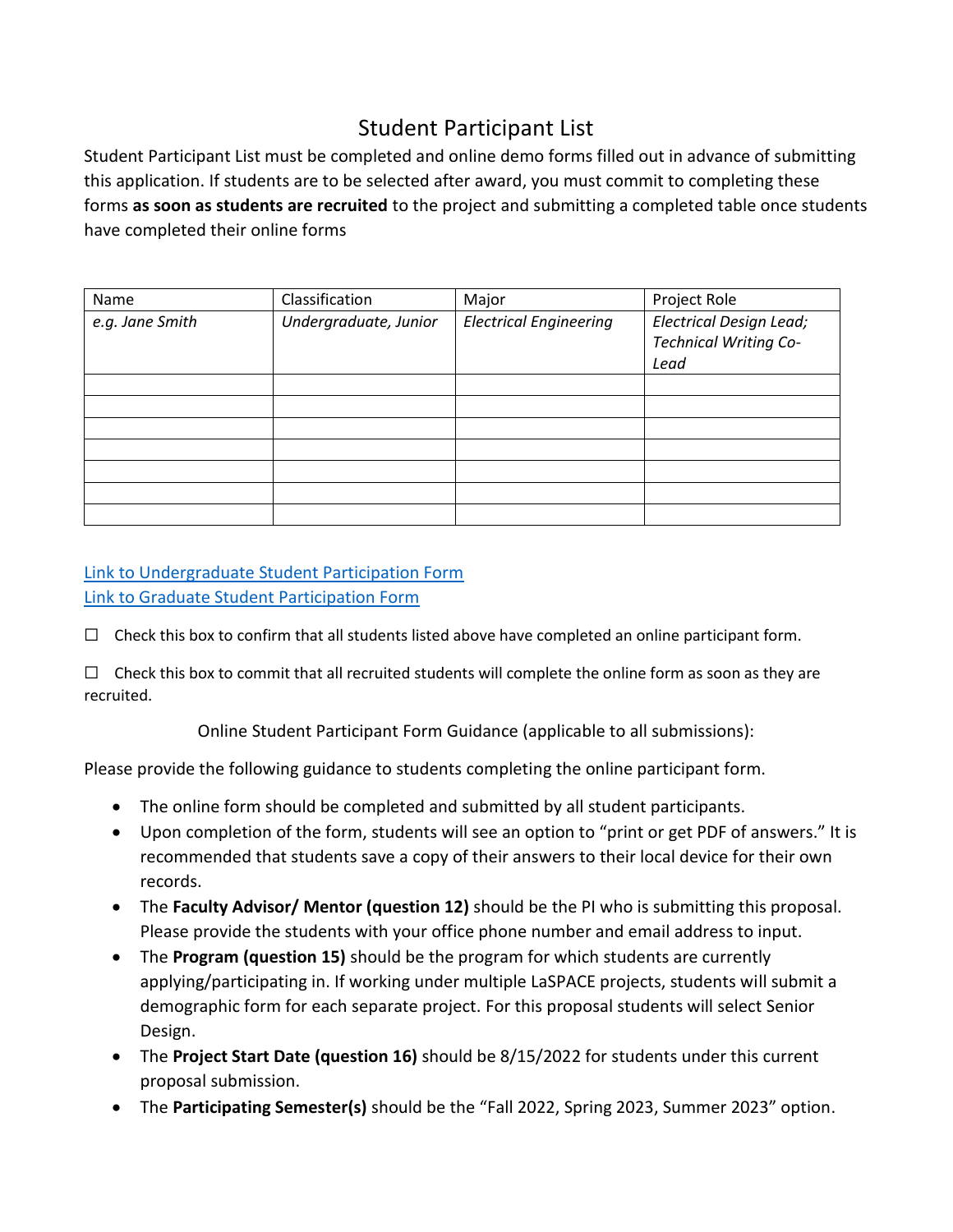# Student Participant List

Student Participant List must be completed and online demo forms filled out in advance of submitting this application. If students are to be selected after award, you must commit to completing these forms **as soon as students are recruited** to the project and submitting a completed table once students have completed their online forms

| Name | Classification | Major | Project Role |
|---|---|---|---|
| *e.g. Jane Smith* | *Undergraduate, Junior* | *Electrical Engineering* | *Electrical Design Lead; Technical Writing Co-Lead* |
| | | | |
| | | | |
| | | | |
| | | | |
| | | | |
| | | | |
| | | | |

Link to Undergraduate Student Participation Form
Link to Graduate Student Participation Form

☐ Check this box to confirm that all students listed above have completed an online participant form.

☐ Check this box to commit that all recruited students will complete the online form as soon as they are recruited.

Online Student Participant Form Guidance (applicable to all submissions):

Please provide the following guidance to students completing the online participant form.

- The online form should be completed and submitted by all student participants.
- Upon completion of the form, students will see an option to "print or get PDF of answers." It is recommended that students save a copy of their answers to their local device for their own records.
- The **Faculty Advisor/ Mentor (question 12)** should be the PI who is submitting this proposal. Please provide the students with your office phone number and email address to input.
- The **Program (question 15)** should be the program for which students are currently applying/participating in. If working under multiple LaSPACE projects, students will submit a demographic form for each separate project. For this proposal students will select Senior Design.
- The **Project Start Date (question 16)** should be 8/15/2022 for students under this current proposal submission.
- The **Participating Semester(s)** should be the "Fall 2022, Spring 2023, Summer 2023" option.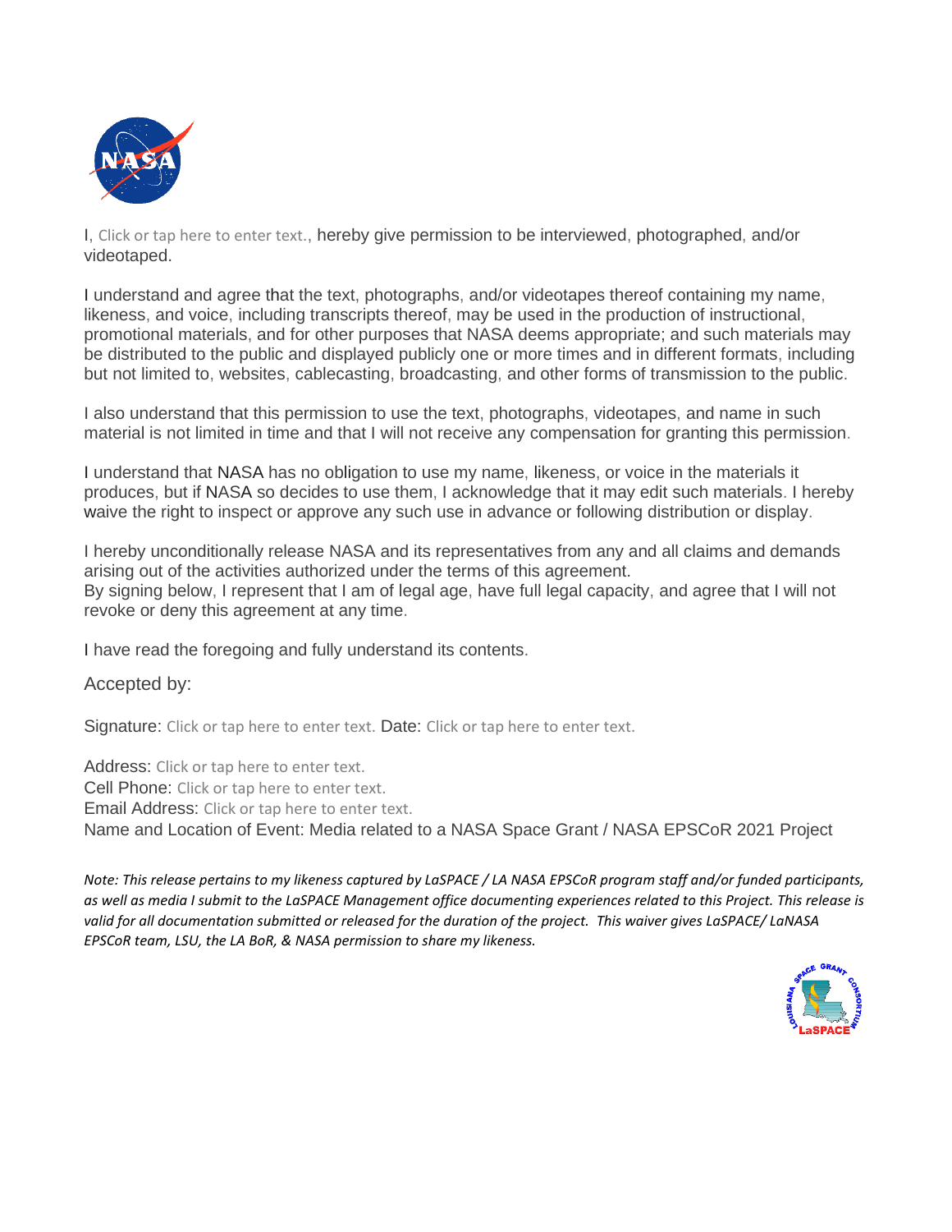I, Click or tap here to enter text., hereby give permission to be interviewed, photographed, and/or videotaped.

I understand and agree that the text, photographs, and/or videotapes thereof containing my name, likeness, and voice, including transcripts thereof, may be used in the production of instructional, promotional materials, and for other purposes that NASA deems appropriate; and such materials may be distributed to the public and displayed publicly one or more times and in different formats, including but not limited to, websites, cablecasting, broadcasting, and other forms of transmission to the public.

I also understand that this permission to use the text, photographs, videotapes, and name in such material is not limited in time and that I will not receive any compensation for granting this permission.

I understand that NASA has no obligation to use my name, likeness, or voice in the materials it produces, but if NASA so decides to use them, I acknowledge that it may edit such materials. I hereby waive the right to inspect or approve any such use in advance or following distribution or display.

I hereby unconditionally release NASA and its representatives from any and all claims and demands arising out of the activities authorized under the terms of this agreement.
By signing below, I represent that I am of legal age, have full legal capacity, and agree that I will not revoke or deny this agreement at any time.

I have read the foregoing and fully understand its contents.

Accepted by:

Signature: Click or tap here to enter text. Date: Click or tap here to enter text.

Address: Click or tap here to enter text.
Cell Phone: Click or tap here to enter text.
Email Address: Click or tap here to enter text.
Name and Location of Event: Media related to a NASA Space Grant / NASA EPSCoR 2021 Project

*Note: This release pertains to my likeness captured by LaSPACE / LA NASA EPSCoR program staff and/or funded participants, as well as media I submit to the LaSPACE Management office documenting experiences related to this Project. This release is valid for all documentation submitted or released for the duration of the project. This waiver gives LaSPACE/ LaNASA EPSCoR team, LSU, the LA BoR, & NASA permission to share my likeness.*